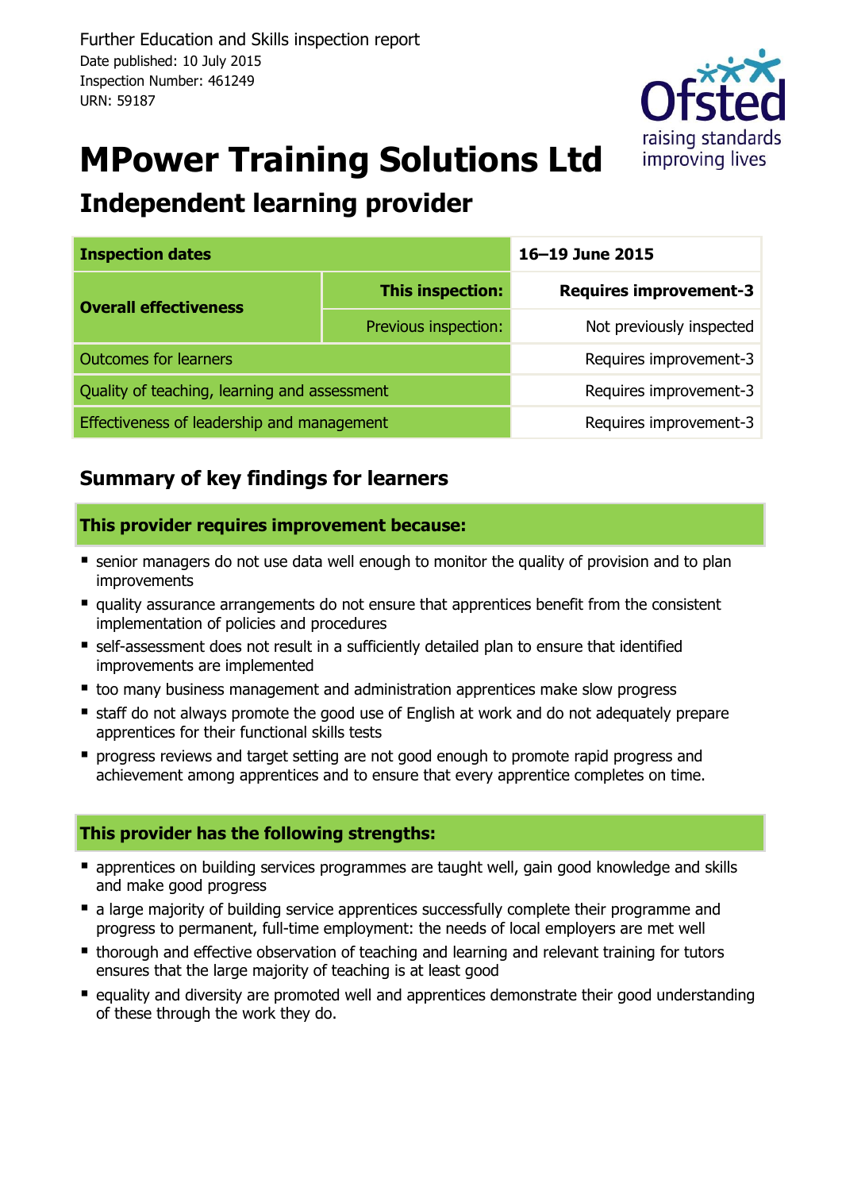Further Education and Skills inspection report
Date published: 10 July 2015
Inspection Number: 461249
URN: 59187

# MPower Training Solutions Ltd

## Independent learning provider

| Inspection dates | | 16–19 June 2015 |
|---|---|---|
| Overall effectiveness | This inspection: | Requires improvement-3 |
| | Previous inspection: | Not previously inspected |
| Outcomes for learners | | Requires improvement-3 |
| Quality of teaching, learning and assessment | | Requires improvement-3 |
| Effectiveness of leadership and management | | Requires improvement-3 |

## Summary of key findings for learners

### This provider requires improvement because:

- senior managers do not use data well enough to monitor the quality of provision and to plan improvements
- quality assurance arrangements do not ensure that apprentices benefit from the consistent implementation of policies and procedures
- self-assessment does not result in a sufficiently detailed plan to ensure that identified improvements are implemented
- too many business management and administration apprentices make slow progress
- staff do not always promote the good use of English at work and do not adequately prepare apprentices for their functional skills tests
- progress reviews and target setting are not good enough to promote rapid progress and achievement among apprentices and to ensure that every apprentice completes on time.

### This provider has the following strengths:

- apprentices on building services programmes are taught well, gain good knowledge and skills and make good progress
- a large majority of building service apprentices successfully complete their programme and progress to permanent, full-time employment: the needs of local employers are met well
- thorough and effective observation of teaching and learning and relevant training for tutors ensures that the large majority of teaching is at least good
- equality and diversity are promoted well and apprentices demonstrate their good understanding of these through the work they do.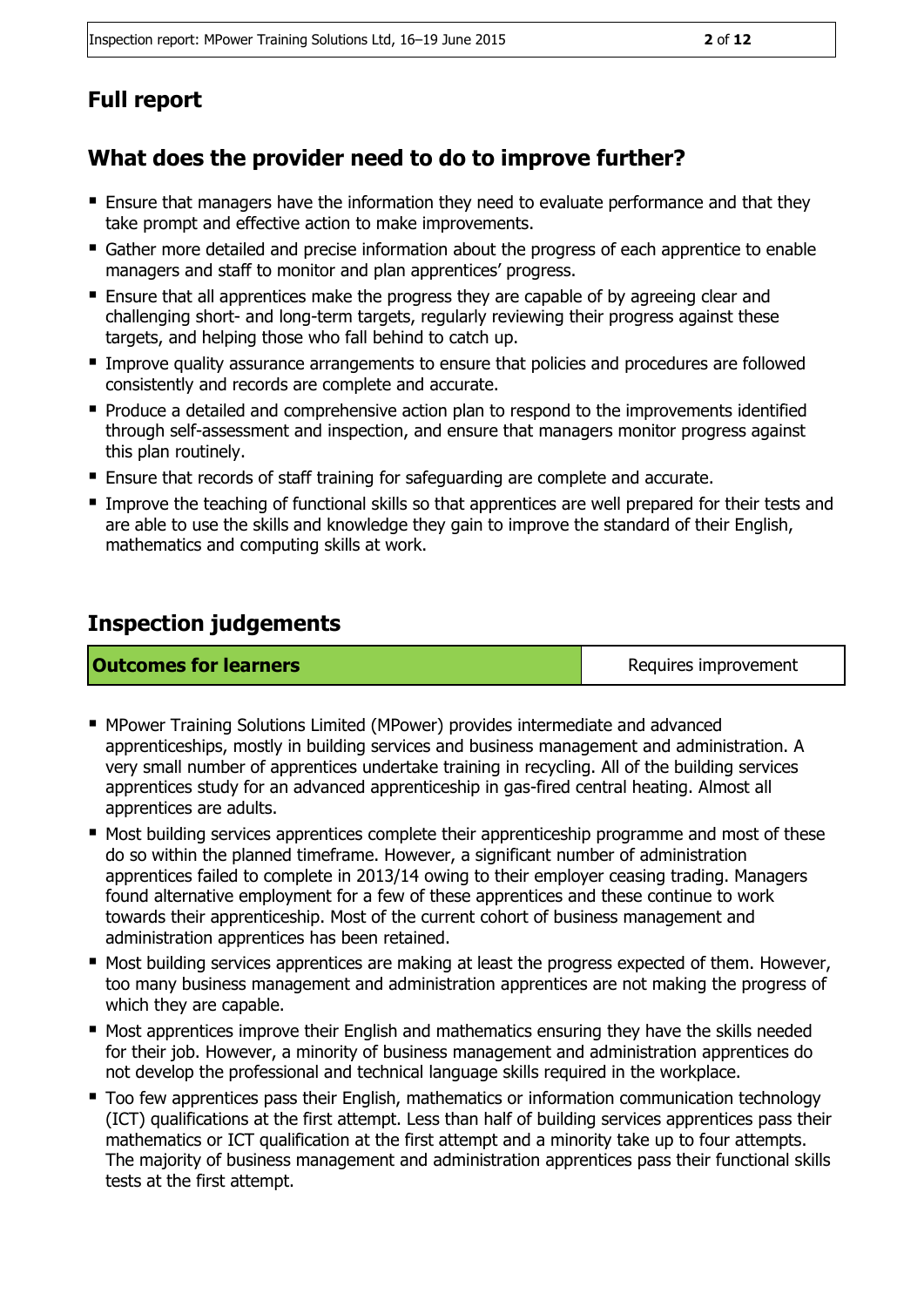## Full report

## What does the provider need to do to improve further?

- Ensure that managers have the information they need to evaluate performance and that they take prompt and effective action to make improvements.
- Gather more detailed and precise information about the progress of each apprentice to enable managers and staff to monitor and plan apprentices' progress.
- Ensure that all apprentices make the progress they are capable of by agreeing clear and challenging short- and long-term targets, regularly reviewing their progress against these targets, and helping those who fall behind to catch up.
- Improve quality assurance arrangements to ensure that policies and procedures are followed consistently and records are complete and accurate.
- Produce a detailed and comprehensive action plan to respond to the improvements identified through self-assessment and inspection, and ensure that managers monitor progress against this plan routinely.
- Ensure that records of staff training for safeguarding are complete and accurate.
- Improve the teaching of functional skills so that apprentices are well prepared for their tests and are able to use the skills and knowledge they gain to improve the standard of their English, mathematics and computing skills at work.

## Inspection judgements

| Outcomes for learners | Requires improvement |
|---|---|

- MPower Training Solutions Limited (MPower) provides intermediate and advanced apprenticeships, mostly in building services and business management and administration. A very small number of apprentices undertake training in recycling. All of the building services apprentices study for an advanced apprenticeship in gas-fired central heating. Almost all apprentices are adults.
- Most building services apprentices complete their apprenticeship programme and most of these do so within the planned timeframe. However, a significant number of administration apprentices failed to complete in 2013/14 owing to their employer ceasing trading. Managers found alternative employment for a few of these apprentices and these continue to work towards their apprenticeship. Most of the current cohort of business management and administration apprentices has been retained.
- Most building services apprentices are making at least the progress expected of them. However, too many business management and administration apprentices are not making the progress of which they are capable.
- Most apprentices improve their English and mathematics ensuring they have the skills needed for their job. However, a minority of business management and administration apprentices do not develop the professional and technical language skills required in the workplace.
- Too few apprentices pass their English, mathematics or information communication technology (ICT) qualifications at the first attempt. Less than half of building services apprentices pass their mathematics or ICT qualification at the first attempt and a minority take up to four attempts. The majority of business management and administration apprentices pass their functional skills tests at the first attempt.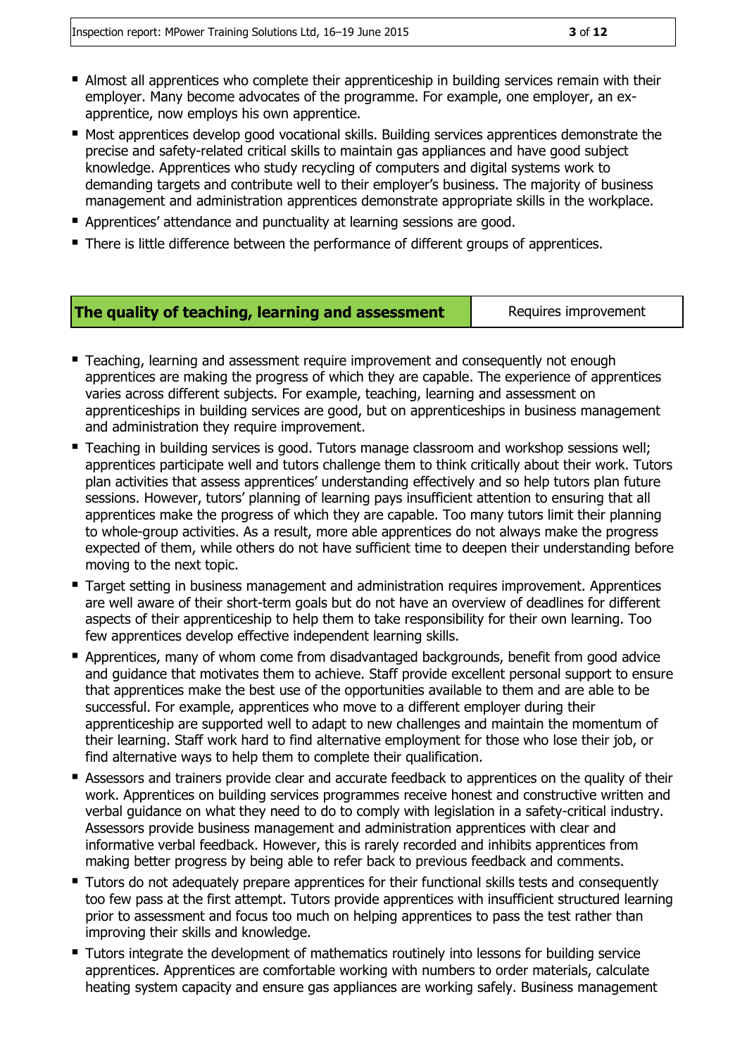- Almost all apprentices who complete their apprenticeship in building services remain with their employer. Many become advocates of the programme. For example, one employer, an ex-apprentice, now employs his own apprentice.
- Most apprentices develop good vocational skills. Building services apprentices demonstrate the precise and safety-related critical skills to maintain gas appliances and have good subject knowledge. Apprentices who study recycling of computers and digital systems work to demanding targets and contribute well to their employer's business. The majority of business management and administration apprentices demonstrate appropriate skills in the workplace.
- Apprentices' attendance and punctuality at learning sessions are good.
- There is little difference between the performance of different groups of apprentices.

| **The quality of teaching, learning and assessment** | Requires improvement |
|---|---|

- Teaching, learning and assessment require improvement and consequently not enough apprentices are making the progress of which they are capable. The experience of apprentices varies across different subjects. For example, teaching, learning and assessment on apprenticeships in building services are good, but on apprenticeships in business management and administration they require improvement.
- Teaching in building services is good. Tutors manage classroom and workshop sessions well; apprentices participate well and tutors challenge them to think critically about their work. Tutors plan activities that assess apprentices' understanding effectively and so help tutors plan future sessions. However, tutors' planning of learning pays insufficient attention to ensuring that all apprentices make the progress of which they are capable. Too many tutors limit their planning to whole-group activities. As a result, more able apprentices do not always make the progress expected of them, while others do not have sufficient time to deepen their understanding before moving to the next topic.
- Target setting in business management and administration requires improvement. Apprentices are well aware of their short-term goals but do not have an overview of deadlines for different aspects of their apprenticeship to help them to take responsibility for their own learning. Too few apprentices develop effective independent learning skills.
- Apprentices, many of whom come from disadvantaged backgrounds, benefit from good advice and guidance that motivates them to achieve. Staff provide excellent personal support to ensure that apprentices make the best use of the opportunities available to them and are able to be successful. For example, apprentices who move to a different employer during their apprenticeship are supported well to adapt to new challenges and maintain the momentum of their learning. Staff work hard to find alternative employment for those who lose their job, or find alternative ways to help them to complete their qualification.
- Assessors and trainers provide clear and accurate feedback to apprentices on the quality of their work. Apprentices on building services programmes receive honest and constructive written and verbal guidance on what they need to do to comply with legislation in a safety-critical industry. Assessors provide business management and administration apprentices with clear and informative verbal feedback. However, this is rarely recorded and inhibits apprentices from making better progress by being able to refer back to previous feedback and comments.
- Tutors do not adequately prepare apprentices for their functional skills tests and consequently too few pass at the first attempt. Tutors provide apprentices with insufficient structured learning prior to assessment and focus too much on helping apprentices to pass the test rather than improving their skills and knowledge.
- Tutors integrate the development of mathematics routinely into lessons for building service apprentices. Apprentices are comfortable working with numbers to order materials, calculate heating system capacity and ensure gas appliances are working safely. Business management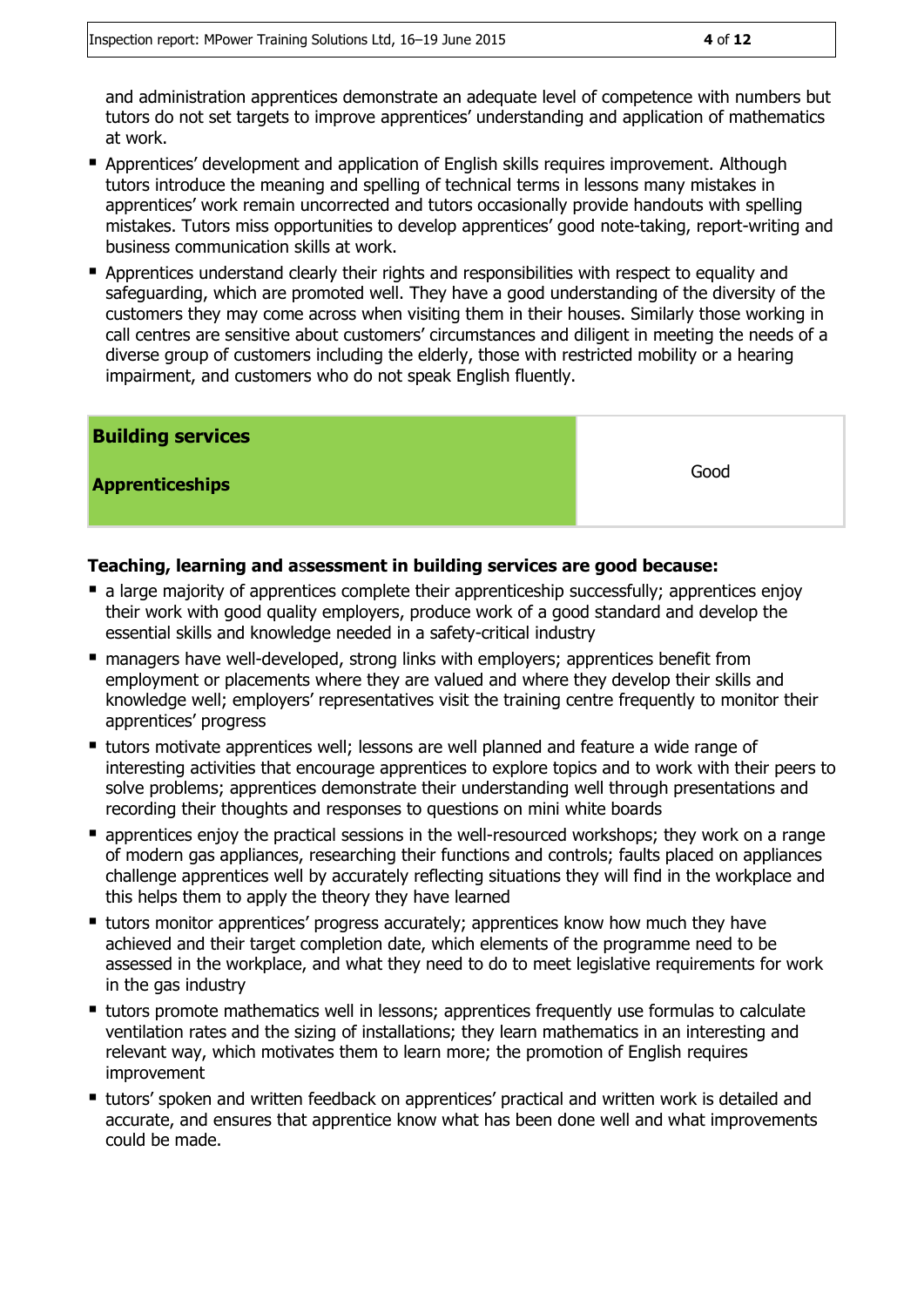and administration apprentices demonstrate an adequate level of competence with numbers but tutors do not set targets to improve apprentices' understanding and application of mathematics at work.

- Apprentices' development and application of English skills requires improvement. Although tutors introduce the meaning and spelling of technical terms in lessons many mistakes in apprentices' work remain uncorrected and tutors occasionally provide handouts with spelling mistakes. Tutors miss opportunities to develop apprentices' good note-taking, report-writing and business communication skills at work.
- Apprentices understand clearly their rights and responsibilities with respect to equality and safeguarding, which are promoted well. They have a good understanding of the diversity of the customers they may come across when visiting them in their houses. Similarly those working in call centres are sensitive about customers' circumstances and diligent in meeting the needs of a diverse group of customers including the elderly, those with restricted mobility or a hearing impairment, and customers who do not speak English fluently.

| **Building services**<br><br>**Apprenticeships** | Good |
|---|---|

**Teaching, learning and assessment in building services are good because:**

- a large majority of apprentices complete their apprenticeship successfully; apprentices enjoy their work with good quality employers, produce work of a good standard and develop the essential skills and knowledge needed in a safety-critical industry
- managers have well-developed, strong links with employers; apprentices benefit from employment or placements where they are valued and where they develop their skills and knowledge well; employers' representatives visit the training centre frequently to monitor their apprentices' progress
- tutors motivate apprentices well; lessons are well planned and feature a wide range of interesting activities that encourage apprentices to explore topics and to work with their peers to solve problems; apprentices demonstrate their understanding well through presentations and recording their thoughts and responses to questions on mini white boards
- apprentices enjoy the practical sessions in the well-resourced workshops; they work on a range of modern gas appliances, researching their functions and controls; faults placed on appliances challenge apprentices well by accurately reflecting situations they will find in the workplace and this helps them to apply the theory they have learned
- tutors monitor apprentices' progress accurately; apprentices know how much they have achieved and their target completion date, which elements of the programme need to be assessed in the workplace, and what they need to do to meet legislative requirements for work in the gas industry
- tutors promote mathematics well in lessons; apprentices frequently use formulas to calculate ventilation rates and the sizing of installations; they learn mathematics in an interesting and relevant way, which motivates them to learn more; the promotion of English requires improvement
- tutors' spoken and written feedback on apprentices' practical and written work is detailed and accurate, and ensures that apprentice know what has been done well and what improvements could be made.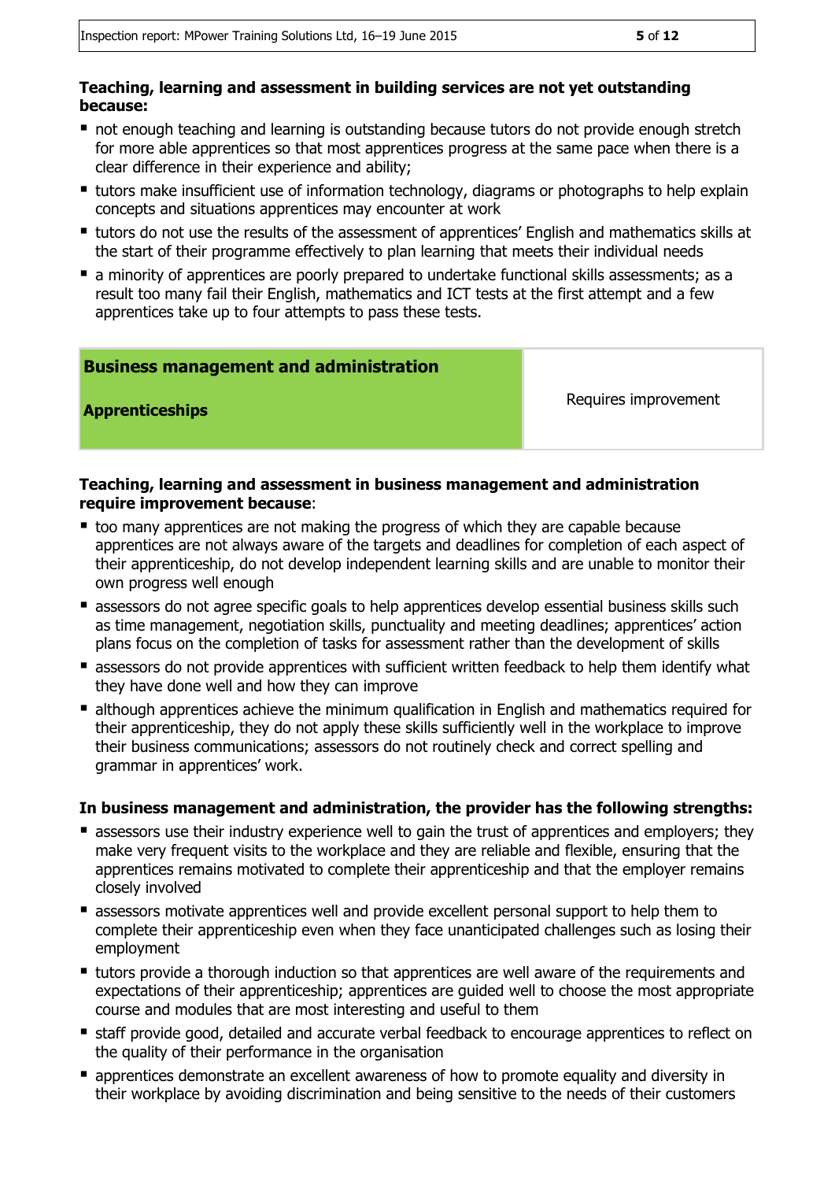**Teaching, learning and assessment in building services are not yet outstanding because:**

- not enough teaching and learning is outstanding because tutors do not provide enough stretch for more able apprentices so that most apprentices progress at the same pace when there is a clear difference in their experience and ability;
- tutors make insufficient use of information technology, diagrams or photographs to help explain concepts and situations apprentices may encounter at work
- tutors do not use the results of the assessment of apprentices' English and mathematics skills at the start of their programme effectively to plan learning that meets their individual needs
- a minority of apprentices are poorly prepared to undertake functional skills assessments; as a result too many fail their English, mathematics and ICT tests at the first attempt and a few apprentices take up to four attempts to pass these tests.

| **Business management and administration**<br><br>**Apprenticeships** | Requires improvement |
|---|---|

**Teaching, learning and assessment in business management and administration require improvement because**:

- too many apprentices are not making the progress of which they are capable because apprentices are not always aware of the targets and deadlines for completion of each aspect of their apprenticeship, do not develop independent learning skills and are unable to monitor their own progress well enough
- assessors do not agree specific goals to help apprentices develop essential business skills such as time management, negotiation skills, punctuality and meeting deadlines; apprentices' action plans focus on the completion of tasks for assessment rather than the development of skills
- assessors do not provide apprentices with sufficient written feedback to help them identify what they have done well and how they can improve
- although apprentices achieve the minimum qualification in English and mathematics required for their apprenticeship, they do not apply these skills sufficiently well in the workplace to improve their business communications; assessors do not routinely check and correct spelling and grammar in apprentices' work.

**In business management and administration, the provider has the following strengths:**

- assessors use their industry experience well to gain the trust of apprentices and employers; they make very frequent visits to the workplace and they are reliable and flexible, ensuring that the apprentices remains motivated to complete their apprenticeship and that the employer remains closely involved
- assessors motivate apprentices well and provide excellent personal support to help them to complete their apprenticeship even when they face unanticipated challenges such as losing their employment
- tutors provide a thorough induction so that apprentices are well aware of the requirements and expectations of their apprenticeship; apprentices are guided well to choose the most appropriate course and modules that are most interesting and useful to them
- staff provide good, detailed and accurate verbal feedback to encourage apprentices to reflect on the quality of their performance in the organisation
- apprentices demonstrate an excellent awareness of how to promote equality and diversity in their workplace by avoiding discrimination and being sensitive to the needs of their customers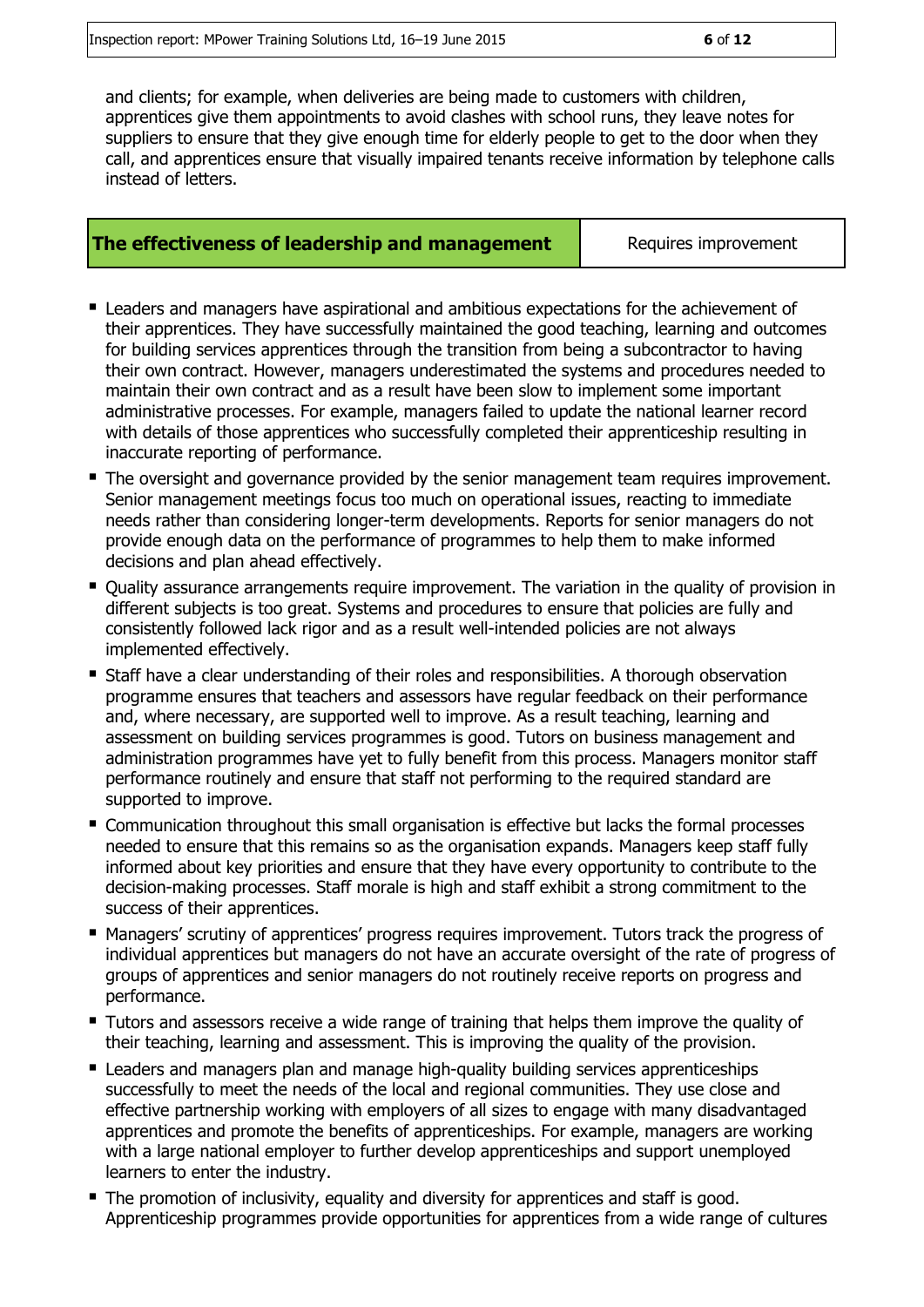and clients; for example, when deliveries are being made to customers with children, apprentices give them appointments to avoid clashes with school runs, they leave notes for suppliers to ensure that they give enough time for elderly people to get to the door when they call, and apprentices ensure that visually impaired tenants receive information by telephone calls instead of letters.

| **The effectiveness of leadership and management** | Requires improvement |
|---|---|

- Leaders and managers have aspirational and ambitious expectations for the achievement of their apprentices. They have successfully maintained the good teaching, learning and outcomes for building services apprentices through the transition from being a subcontractor to having their own contract. However, managers underestimated the systems and procedures needed to maintain their own contract and as a result have been slow to implement some important administrative processes. For example, managers failed to update the national learner record with details of those apprentices who successfully completed their apprenticeship resulting in inaccurate reporting of performance.
- The oversight and governance provided by the senior management team requires improvement. Senior management meetings focus too much on operational issues, reacting to immediate needs rather than considering longer-term developments. Reports for senior managers do not provide enough data on the performance of programmes to help them to make informed decisions and plan ahead effectively.
- Quality assurance arrangements require improvement. The variation in the quality of provision in different subjects is too great. Systems and procedures to ensure that policies are fully and consistently followed lack rigor and as a result well-intended policies are not always implemented effectively.
- Staff have a clear understanding of their roles and responsibilities. A thorough observation programme ensures that teachers and assessors have regular feedback on their performance and, where necessary, are supported well to improve. As a result teaching, learning and assessment on building services programmes is good. Tutors on business management and administration programmes have yet to fully benefit from this process. Managers monitor staff performance routinely and ensure that staff not performing to the required standard are supported to improve.
- Communication throughout this small organisation is effective but lacks the formal processes needed to ensure that this remains so as the organisation expands. Managers keep staff fully informed about key priorities and ensure that they have every opportunity to contribute to the decision-making processes. Staff morale is high and staff exhibit a strong commitment to the success of their apprentices.
- Managers' scrutiny of apprentices' progress requires improvement. Tutors track the progress of individual apprentices but managers do not have an accurate oversight of the rate of progress of groups of apprentices and senior managers do not routinely receive reports on progress and performance.
- Tutors and assessors receive a wide range of training that helps them improve the quality of their teaching, learning and assessment. This is improving the quality of the provision.
- Leaders and managers plan and manage high-quality building services apprenticeships successfully to meet the needs of the local and regional communities. They use close and effective partnership working with employers of all sizes to engage with many disadvantaged apprentices and promote the benefits of apprenticeships. For example, managers are working with a large national employer to further develop apprenticeships and support unemployed learners to enter the industry.
- The promotion of inclusivity, equality and diversity for apprentices and staff is good. Apprenticeship programmes provide opportunities for apprentices from a wide range of cultures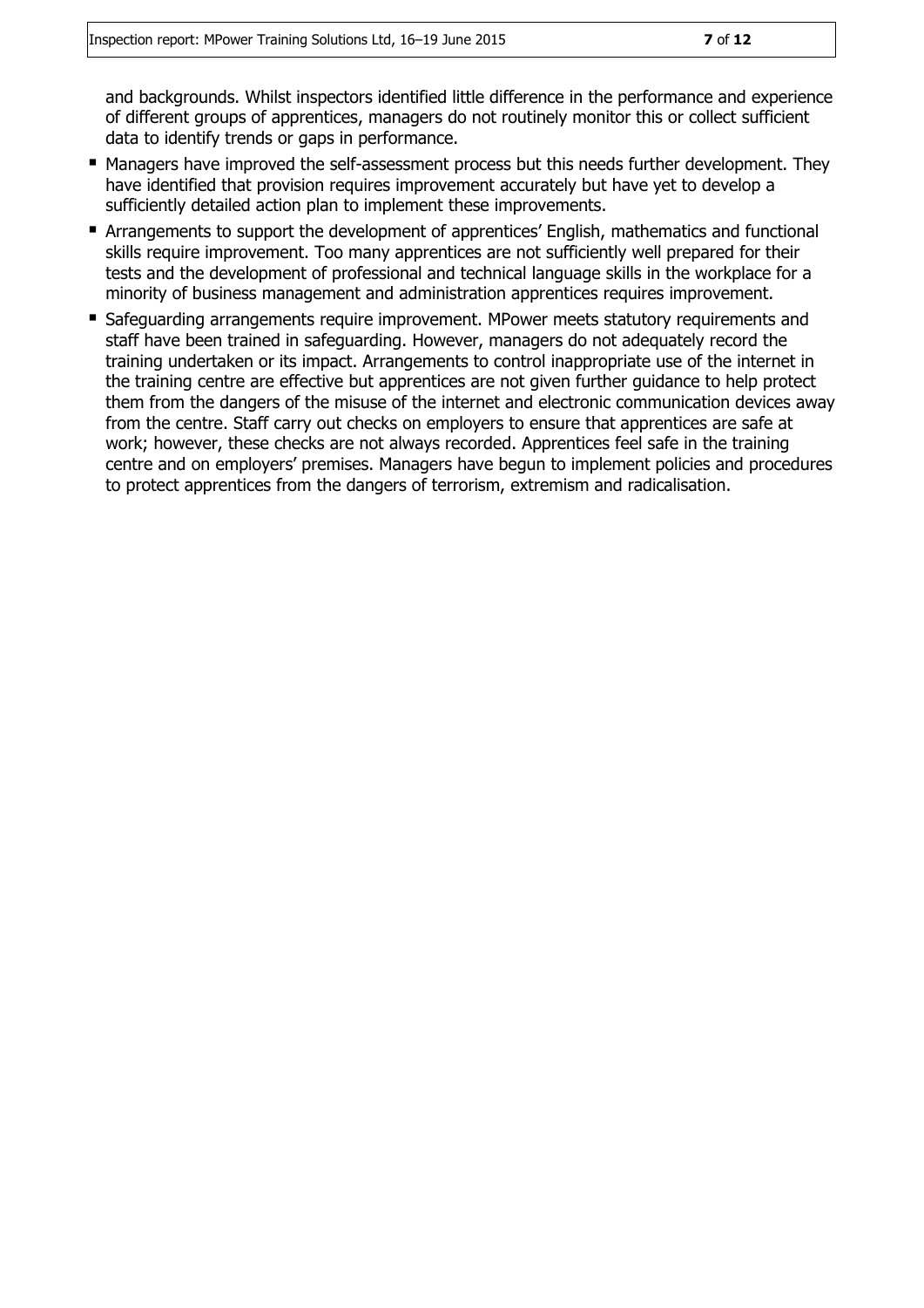and backgrounds. Whilst inspectors identified little difference in the performance and experience of different groups of apprentices, managers do not routinely monitor this or collect sufficient data to identify trends or gaps in performance.

- Managers have improved the self-assessment process but this needs further development. They have identified that provision requires improvement accurately but have yet to develop a sufficiently detailed action plan to implement these improvements.
- Arrangements to support the development of apprentices' English, mathematics and functional skills require improvement. Too many apprentices are not sufficiently well prepared for their tests and the development of professional and technical language skills in the workplace for a minority of business management and administration apprentices requires improvement.
- Safeguarding arrangements require improvement. MPower meets statutory requirements and staff have been trained in safeguarding. However, managers do not adequately record the training undertaken or its impact. Arrangements to control inappropriate use of the internet in the training centre are effective but apprentices are not given further guidance to help protect them from the dangers of the misuse of the internet and electronic communication devices away from the centre. Staff carry out checks on employers to ensure that apprentices are safe at work; however, these checks are not always recorded. Apprentices feel safe in the training centre and on employers' premises. Managers have begun to implement policies and procedures to protect apprentices from the dangers of terrorism, extremism and radicalisation.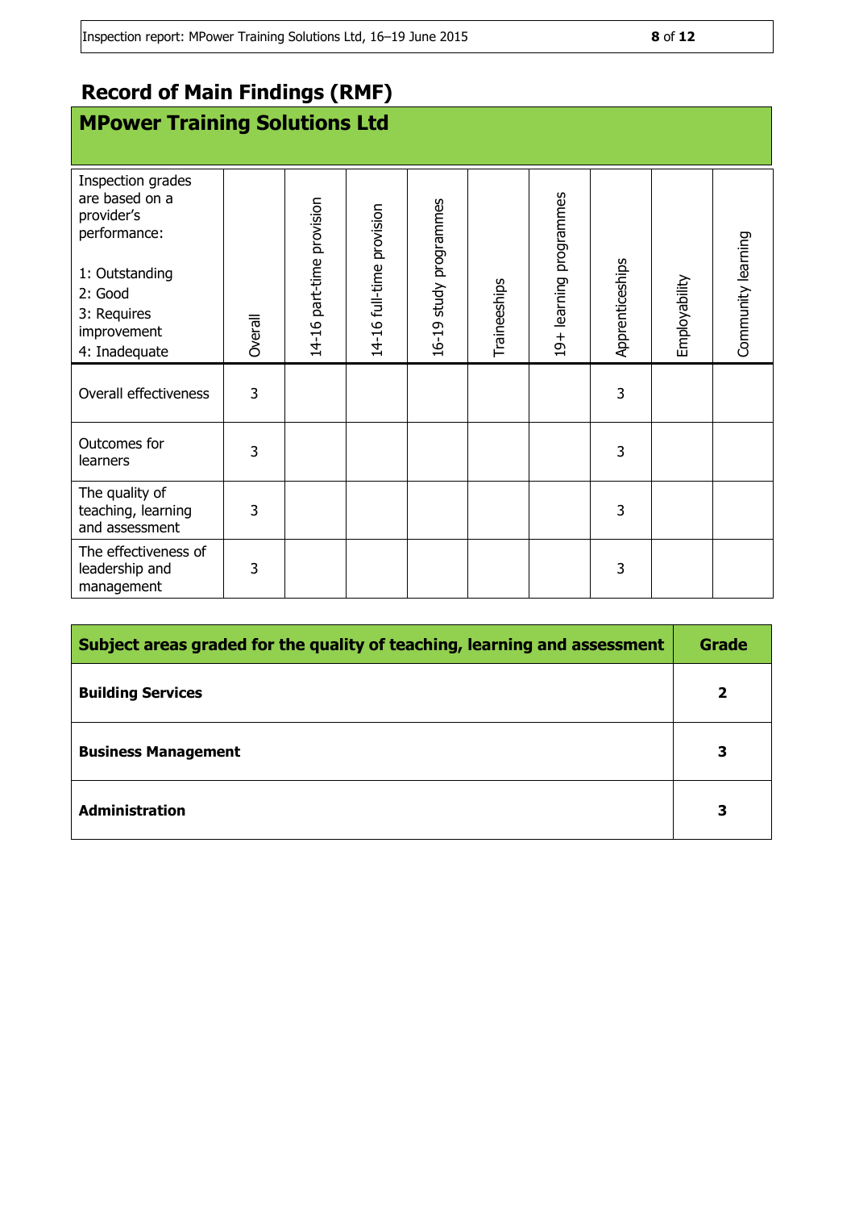# Record of Main Findings (RMF)

## MPower Training Solutions Ltd

| Inspection grades are based on a provider's performance:<br><br>1: Outstanding<br>2: Good<br>3: Requires improvement<br>4: Inadequate | Overall | 14-16 part-time provision | 14-16 full-time provision | 16-19 study programmes | Traineeships | 19+ learning programmes | Apprenticeships | Employability | Community learning |
|---|---|---|---|---|---|---|---|---|---|
| Overall effectiveness | 3 | | | | | | 3 | | |
| Outcomes for learners | 3 | | | | | | 3 | | |
| The quality of teaching, learning and assessment | 3 | | | | | | 3 | | |
| The effectiveness of leadership and management | 3 | | | | | | 3 | | |

| Subject areas graded for the quality of teaching, learning and assessment | Grade |
|---|---|
| **Building Services** | **2** |
| **Business Management** | **3** |
| **Administration** | **3** |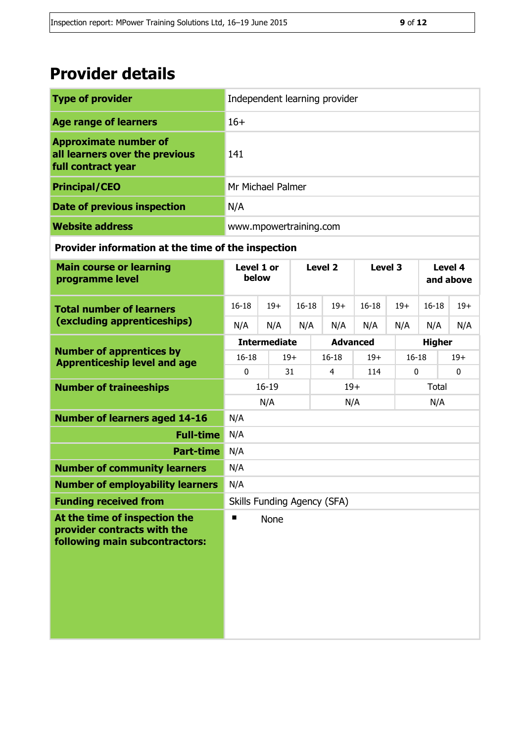# Provider details

| Type of provider | Independent learning provider |
|---|---|
| Age range of learners | 16+ |
| Approximate number of all learners over the previous full contract year | 141 |
| Principal/CEO | Mr Michael Palmer |
| Date of previous inspection | N/A |
| Website address | www.mpowertraining.com |

**Provider information at the time of the inspection**

| Main course or learning programme level | Level 1 or below | | Level 2 | | Level 3 | | Level 4 and above | |
|---|---|---|---|---|---|---|---|---|
| Total number of learners (excluding apprenticeships) | 16-18 | 19+ | 16-18 | 19+ | 16-18 | 19+ | 16-18 | 19+ |
| | N/A | N/A | N/A | N/A | N/A | N/A | N/A | N/A |

| Number of apprentices by Apprenticeship level and age | Intermediate | | Advanced | | Higher | |
|---|---|---|---|---|---|---|
| | 16-18 | 19+ | 16-18 | 19+ | 16-18 | 19+ |
| | 0 | 31 | 4 | 114 | 0 | 0 |

| Number of traineeships | 16-19 | 19+ | Total |
|---|---|---|---|
| | N/A | N/A | N/A |

| Number of learners aged 14-16 | N/A |
|---|---|
| Full-time | N/A |
| Part-time | N/A |
| Number of community learners | N/A |
| Number of employability learners | N/A |
| Funding received from | Skills Funding Agency (SFA) |
| At the time of inspection the provider contracts with the following main subcontractors: | ▪ None |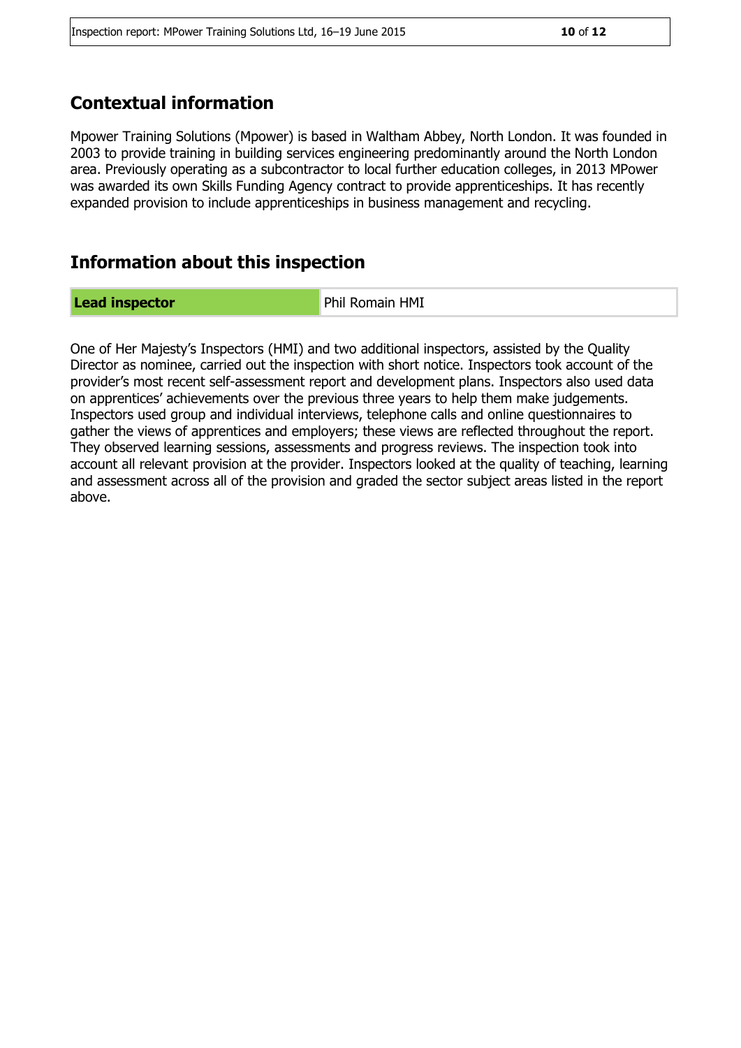## Contextual information

Mpower Training Solutions (Mpower) is based in Waltham Abbey, North London. It was founded in 2003 to provide training in building services engineering predominantly around the North London area. Previously operating as a subcontractor to local further education colleges, in 2013 MPower was awarded its own Skills Funding Agency contract to provide apprenticeships. It has recently expanded provision to include apprenticeships in business management and recycling.

## Information about this inspection

| **Lead inspector** | Phil Romain HMI |
| --- | --- |

One of Her Majesty's Inspectors (HMI) and two additional inspectors, assisted by the Quality Director as nominee, carried out the inspection with short notice. Inspectors took account of the provider's most recent self-assessment report and development plans. Inspectors also used data on apprentices' achievements over the previous three years to help them make judgements. Inspectors used group and individual interviews, telephone calls and online questionnaires to gather the views of apprentices and employers; these views are reflected throughout the report. They observed learning sessions, assessments and progress reviews. The inspection took into account all relevant provision at the provider. Inspectors looked at the quality of teaching, learning and assessment across all of the provision and graded the sector subject areas listed in the report above.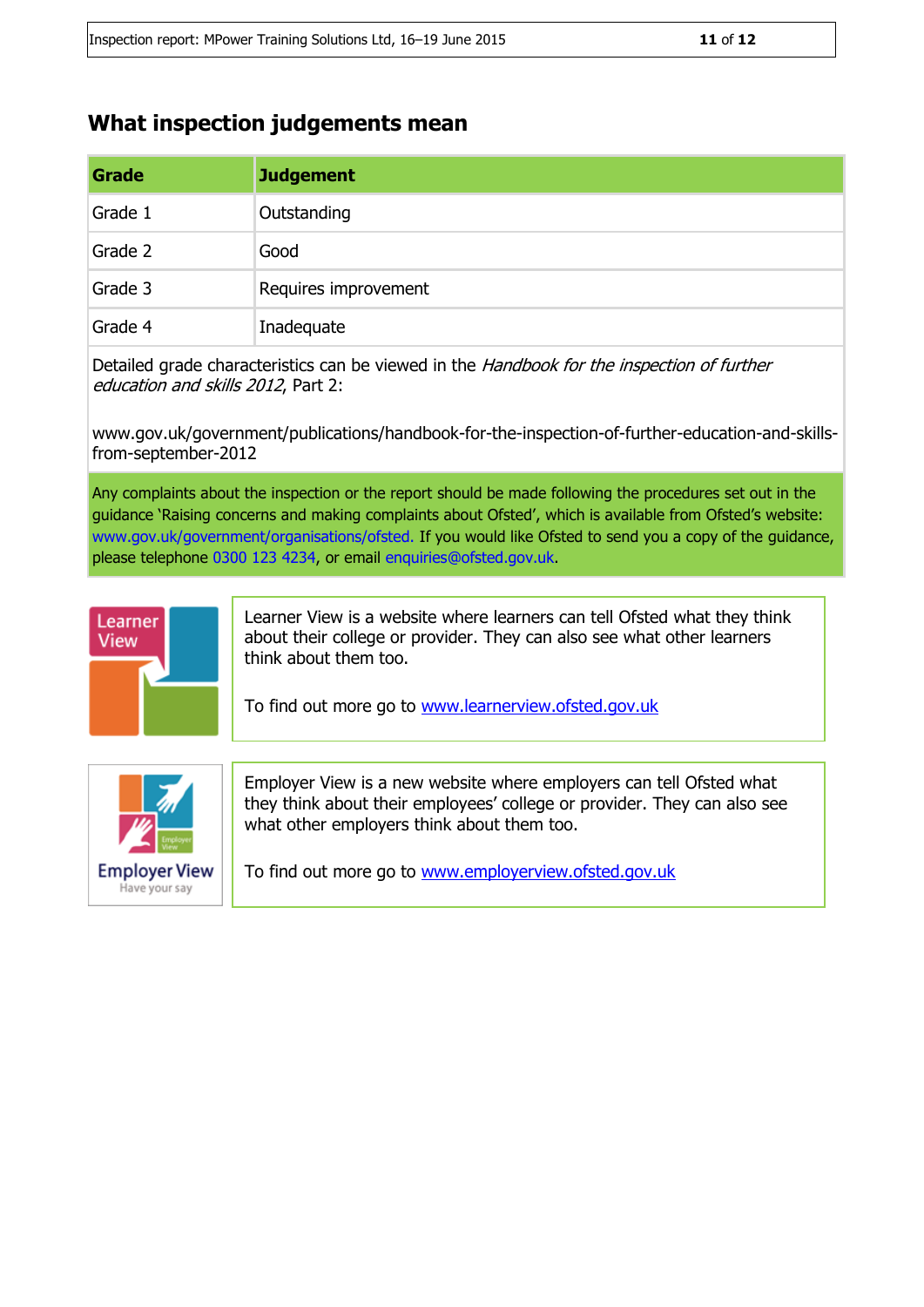## What inspection judgements mean

| Grade | Judgement |
| --- | --- |
| Grade 1 | Outstanding |
| Grade 2 | Good |
| Grade 3 | Requires improvement |
| Grade 4 | Inadequate |

Detailed grade characteristics can be viewed in the *Handbook for the inspection of further education and skills 2012*, Part 2:

www.gov.uk/government/publications/handbook-for-the-inspection-of-further-education-and-skills-from-september-2012

Any complaints about the inspection or the report should be made following the procedures set out in the guidance 'Raising concerns and making complaints about Ofsted', which is available from Ofsted's website: www.gov.uk/government/organisations/ofsted. If you would like Ofsted to send you a copy of the guidance, please telephone 0300 123 4234, or email enquiries@ofsted.gov.uk.

Learner View is a website where learners can tell Ofsted what they think about their college or provider. They can also see what other learners think about them too.

To find out more go to www.learnerview.ofsted.gov.uk

Employer View is a new website where employers can tell Ofsted what they think about their employees' college or provider. They can also see what other employers think about them too.

To find out more go to www.employerview.ofsted.gov.uk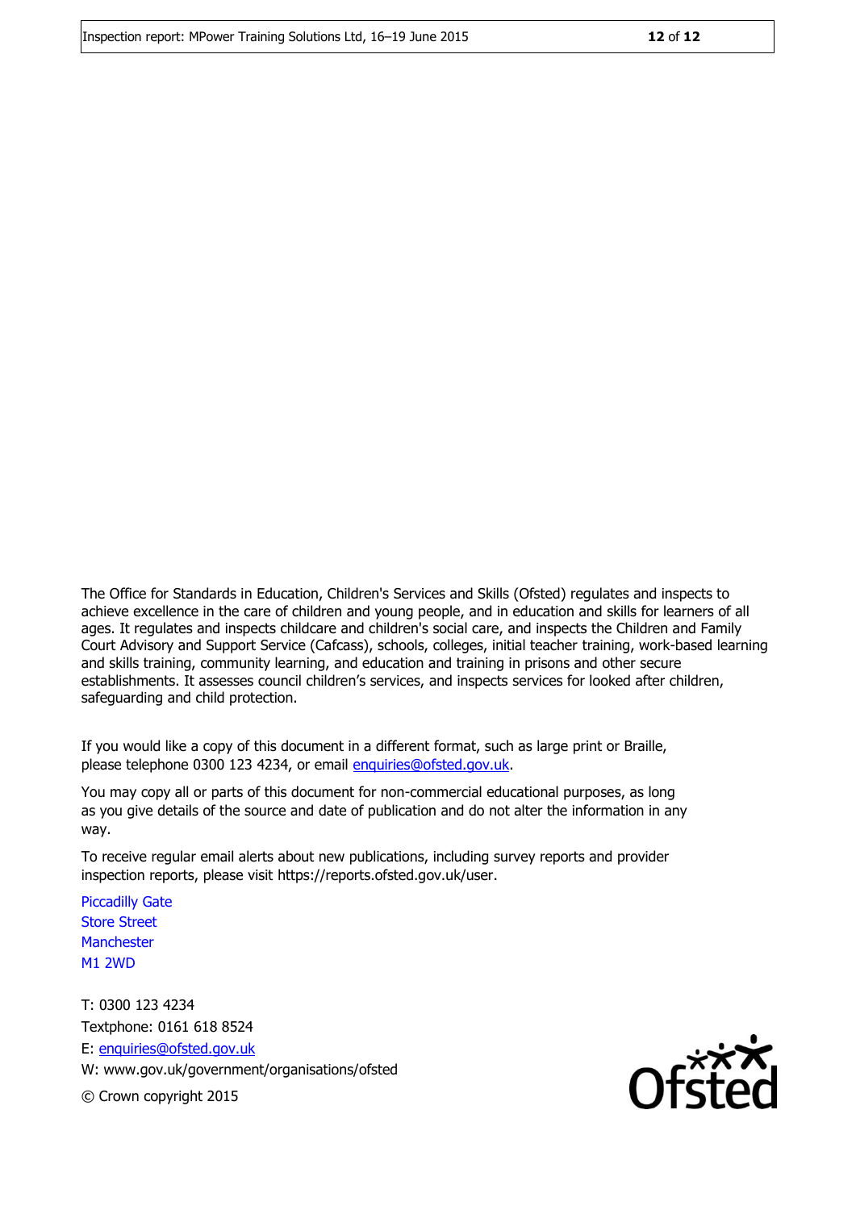The Office for Standards in Education, Children's Services and Skills (Ofsted) regulates and inspects to achieve excellence in the care of children and young people, and in education and skills for learners of all ages. It regulates and inspects childcare and children's social care, and inspects the Children and Family Court Advisory and Support Service (Cafcass), schools, colleges, initial teacher training, work-based learning and skills training, community learning, and education and training in prisons and other secure establishments. It assesses council children's services, and inspects services for looked after children, safeguarding and child protection.

If you would like a copy of this document in a different format, such as large print or Braille, please telephone 0300 123 4234, or email enquiries@ofsted.gov.uk.

You may copy all or parts of this document for non-commercial educational purposes, as long as you give details of the source and date of publication and do not alter the information in any way.

To receive regular email alerts about new publications, including survey reports and provider inspection reports, please visit https://reports.ofsted.gov.uk/user.

Piccadilly Gate
Store Street
Manchester
M1 2WD

T: 0300 123 4234
Textphone: 0161 618 8524
E: enquiries@ofsted.gov.uk
W: www.gov.uk/government/organisations/ofsted
© Crown copyright 2015

Ofsted